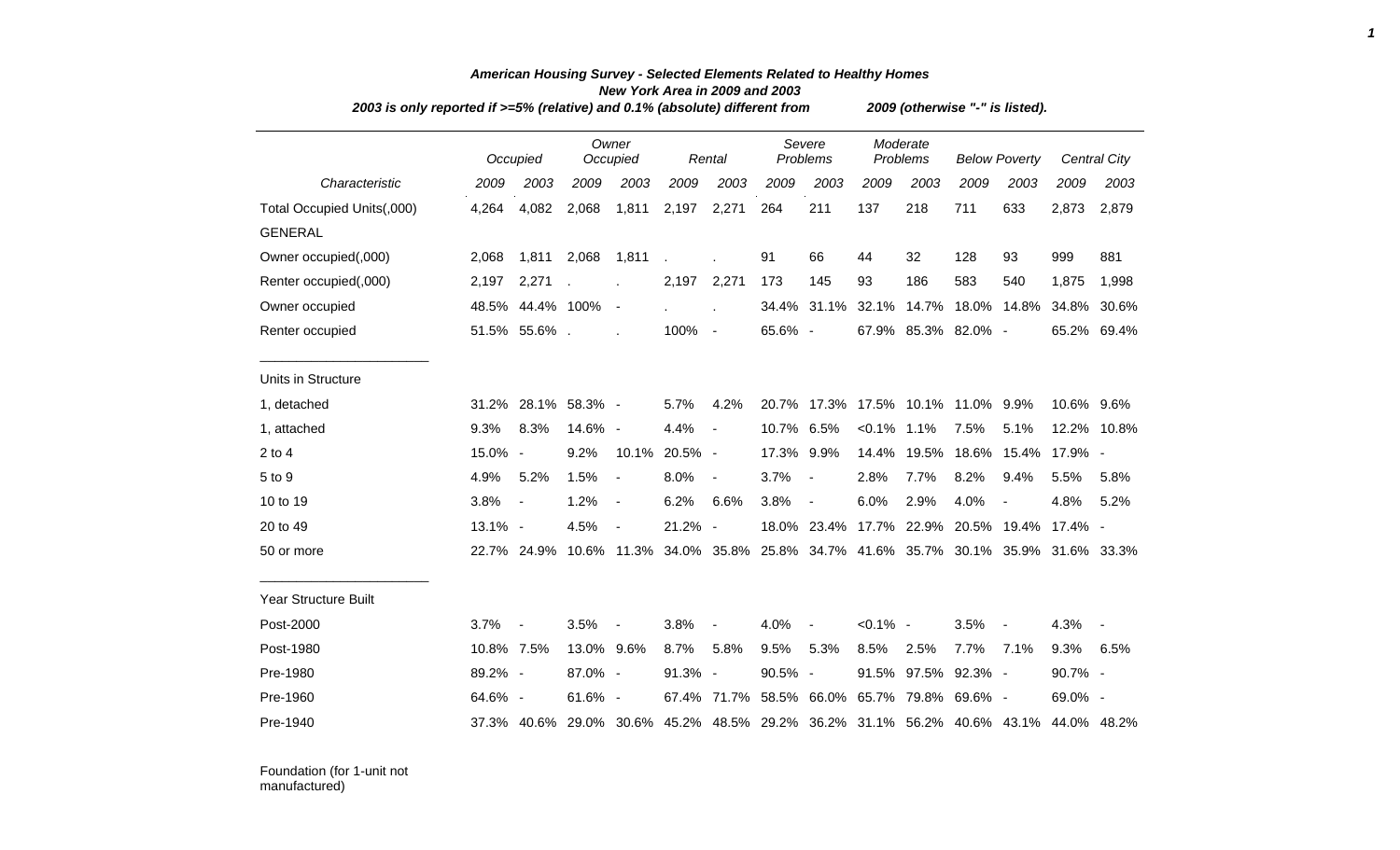***American Housing Survey - Selected Elements Related to Healthy Homes***
***New York Area in 2009 and 2003***
***2003 is only reported if >=5% (relative) and 0.1% (absolute) different from 2009 (otherwise "-" is listed).***

| | *Occupied* | | *Owner Occupied* | | *Rental* | | *Severe Problems* | | *Moderate Problems* | | *Below Poverty* | | *Central City* | |
|---|---|---|---|---|---|---|---|---|---|---|---|---|---|---|
| *Characteristic* | *2009* | *2003* | *2009* | *2003* | *2009* | *2003* | *2009* | *2003* | *2009* | *2003* | *2009* | *2003* | *2009* | *2003* |
| Total Occupied Units(,000) | 4,264 | 4,082 | 2,068 | 1,811 | 2,197 | 2,271 | 264 | 211 | 137 | 218 | 711 | 633 | 2,873 | 2,879 |
| GENERAL | | | | | | | | | | | | | | |
| Owner occupied(,000) | 2,068 | 1,811 | 2,068 | 1,811 | . | . | 91 | 66 | 44 | 32 | 128 | 93 | 999 | 881 |
| Renter occupied(,000) | 2,197 | 2,271 | . | . | 2,197 | 2,271 | 173 | 145 | 93 | 186 | 583 | 540 | 1,875 | 1,998 |
| Owner occupied | 48.5% | 44.4% | 100% | - | . | . | 34.4% | 31.1% | 32.1% | 14.7% | 18.0% | 14.8% | 34.8% | 30.6% |
| Renter occupied | 51.5% | 55.6% | . | . | 100% | - | 65.6% | - | 67.9% | 85.3% | 82.0% | - | 65.2% | 69.4% |
| Units in Structure | | | | | | | | | | | | | | |
| 1, detached | 31.2% | 28.1% | 58.3% | - | 5.7% | 4.2% | 20.7% | 17.3% | 17.5% | 10.1% | 11.0% | 9.9% | 10.6% | 9.6% |
| 1, attached | 9.3% | 8.3% | 14.6% | - | 4.4% | - | 10.7% | 6.5% | <0.1% | 1.1% | 7.5% | 5.1% | 12.2% | 10.8% |
| 2 to 4 | 15.0% | - | 9.2% | 10.1% | 20.5% | - | 17.3% | 9.9% | 14.4% | 19.5% | 18.6% | 15.4% | 17.9% | - |
| 5 to 9 | 4.9% | 5.2% | 1.5% | - | 8.0% | - | 3.7% | - | 2.8% | 7.7% | 8.2% | 9.4% | 5.5% | 5.8% |
| 10 to 19 | 3.8% | - | 1.2% | - | 6.2% | 6.6% | 3.8% | - | 6.0% | 2.9% | 4.0% | - | 4.8% | 5.2% |
| 20 to 49 | 13.1% | - | 4.5% | - | 21.2% | - | 18.0% | 23.4% | 17.7% | 22.9% | 20.5% | 19.4% | 17.4% | - |
| 50 or more | 22.7% | 24.9% | 10.6% | 11.3% | 34.0% | 35.8% | 25.8% | 34.7% | 41.6% | 35.7% | 30.1% | 35.9% | 31.6% | 33.3% |
| Year Structure Built | | | | | | | | | | | | | | |
| Post-2000 | 3.7% | - | 3.5% | - | 3.8% | - | 4.0% | - | <0.1% | - | 3.5% | - | 4.3% | - |
| Post-1980 | 10.8% | 7.5% | 13.0% | 9.6% | 8.7% | 5.8% | 9.5% | 5.3% | 8.5% | 2.5% | 7.7% | 7.1% | 9.3% | 6.5% |
| Pre-1980 | 89.2% | - | 87.0% | - | 91.3% | - | 90.5% | - | 91.5% | 97.5% | 92.3% | - | 90.7% | - |
| Pre-1960 | 64.6% | - | 61.6% | - | 67.4% | 71.7% | 58.5% | 66.0% | 65.7% | 79.8% | 69.6% | - | 69.0% | - |
| Pre-1940 | 37.3% | 40.6% | 29.0% | 30.6% | 45.2% | 48.5% | 29.2% | 36.2% | 31.1% | 56.2% | 40.6% | 43.1% | 44.0% | 48.2% |

Foundation (for 1-unit not manufactured)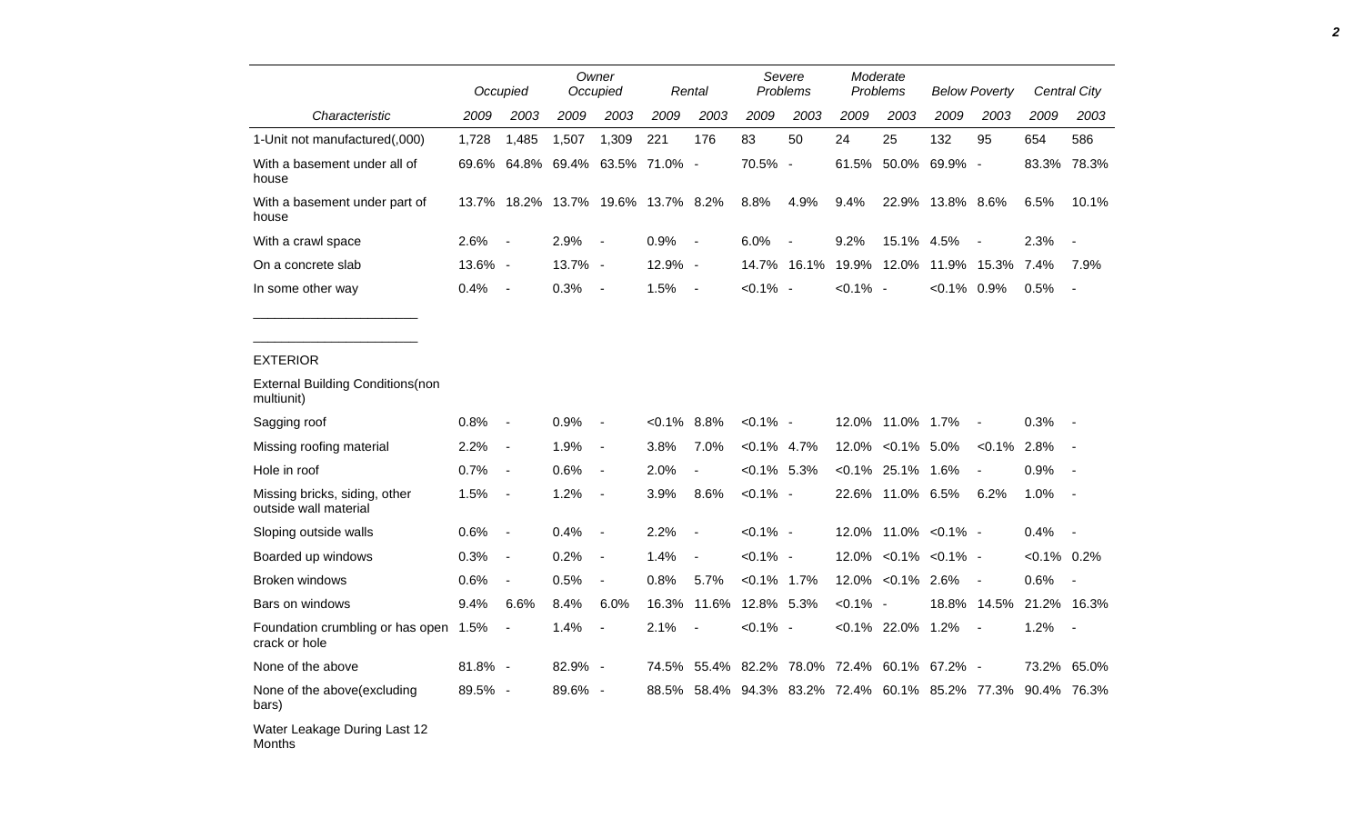| Characteristic | Occupied | | Owner Occupied | | Rental | | Severe Problems | | Moderate Problems | | Below Poverty | | Central City | |
|---|---|---|---|---|---|---|---|---|---|---|---|---|---|---|
| | 2009 | 2003 | 2009 | 2003 | 2009 | 2003 | 2009 | 2003 | 2009 | 2003 | 2009 | 2003 | 2009 | 2003 |
| 1-Unit not manufactured(,000) | 1,728 | 1,485 | 1,507 | 1,309 | 221 | 176 | 83 | 50 | 24 | 25 | 132 | 95 | 654 | 586 |
| With a basement under all of house | 69.6% | 64.8% | 69.4% | 63.5% | 71.0% | - | 70.5% | - | 61.5% | 50.0% | 69.9% | - | 83.3% | 78.3% |
| With a basement under part of house | 13.7% | 18.2% | 13.7% | 19.6% | 13.7% | 8.2% | 8.8% | 4.9% | 9.4% | 22.9% | 13.8% | 8.6% | 6.5% | 10.1% |
| With a crawl space | 2.6% | - | 2.9% | - | 0.9% | - | 6.0% | - | 9.2% | 15.1% | 4.5% | - | 2.3% | - |
| On a concrete slab | 13.6% | - | 13.7% | - | 12.9% | - | 14.7% | 16.1% | 19.9% | 12.0% | 11.9% | 15.3% | 7.4% | 7.9% |
| In some other way | 0.4% | - | 0.3% | - | 1.5% | - | <0.1% | - | <0.1% | - | <0.1% | 0.9% | 0.5% | - |
| EXTERIOR | | | | | | | | | | | | | | |
| External Building Conditions(non multiunit) | | | | | | | | | | | | | | |
| Sagging roof | 0.8% | - | 0.9% | - | <0.1% | 8.8% | <0.1% | - | 12.0% | 11.0% | 1.7% | - | 0.3% | - |
| Missing roofing material | 2.2% | - | 1.9% | - | 3.8% | 7.0% | <0.1% | 4.7% | 12.0% | <0.1% | 5.0% | <0.1% | 2.8% | - |
| Hole in roof | 0.7% | - | 0.6% | - | 2.0% | - | <0.1% | 5.3% | <0.1% | 25.1% | 1.6% | - | 0.9% | - |
| Missing bricks, siding, other outside wall material | 1.5% | - | 1.2% | - | 3.9% | 8.6% | <0.1% | - | 22.6% | 11.0% | 6.5% | 6.2% | 1.0% | - |
| Sloping outside walls | 0.6% | - | 0.4% | - | 2.2% | - | <0.1% | - | 12.0% | 11.0% | <0.1% | - | 0.4% | - |
| Boarded up windows | 0.3% | - | 0.2% | - | 1.4% | - | <0.1% | - | 12.0% | <0.1% | <0.1% | - | <0.1% | 0.2% |
| Broken windows | 0.6% | - | 0.5% | - | 0.8% | 5.7% | <0.1% | 1.7% | 12.0% | <0.1% | 2.6% | - | 0.6% | - |
| Bars on windows | 9.4% | 6.6% | 8.4% | 6.0% | 16.3% | 11.6% | 12.8% | 5.3% | <0.1% | - | 18.8% | 14.5% | 21.2% | 16.3% |
| Foundation crumbling or has open crack or hole | 1.5% | - | 1.4% | - | 2.1% | - | <0.1% | - | <0.1% | 22.0% | 1.2% | - | 1.2% | - |
| None of the above | 81.8% | - | 82.9% | - | 74.5% | 55.4% | 82.2% | 78.0% | 72.4% | 60.1% | 67.2% | - | 73.2% | 65.0% |
| None of the above(excluding bars) | 89.5% | - | 89.6% | - | 88.5% | 58.4% | 94.3% | 83.2% | 72.4% | 60.1% | 85.2% | 77.3% | 90.4% | 76.3% |
| Water Leakage During Last 12 Months | | | | | | | | | | | | | | |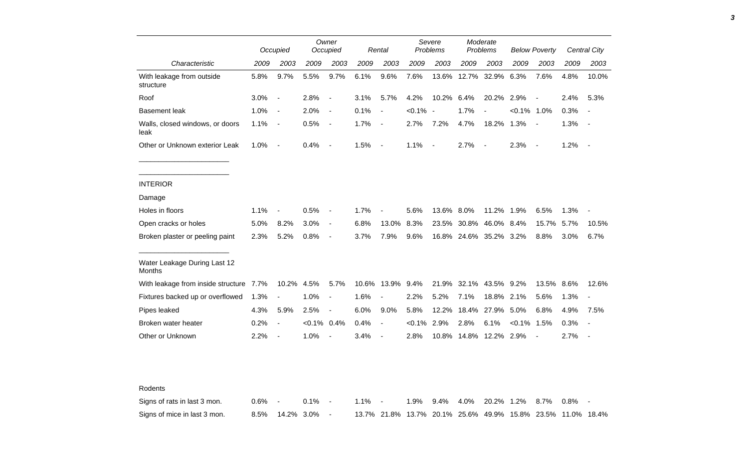| Characteristic | Occupied | | Owner Occupied | | Rental | | Severe Problems | | Moderate Problems | | Below Poverty | | Central City | |
|---|---|---|---|---|---|---|---|---|---|---|---|---|---|---|
| | 2009 | 2003 | 2009 | 2003 | 2009 | 2003 | 2009 | 2003 | 2009 | 2003 | 2009 | 2003 | 2009 | 2003 |
| With leakage from outside structure | 5.8% | 9.7% | 5.5% | 9.7% | 6.1% | 9.6% | 7.6% | 13.6% | 12.7% | 32.9% | 6.3% | 7.6% | 4.8% | 10.0% |
| Roof | 3.0% | - | 2.8% | - | 3.1% | 5.7% | 4.2% | 10.2% | 6.4% | 20.2% | 2.9% | - | 2.4% | 5.3% |
| Basement leak | 1.0% | - | 2.0% | - | 0.1% | - | <0.1% | - | 1.7% | - | <0.1% | 1.0% | 0.3% | - |
| Walls, closed windows, or doors leak | 1.1% | - | 0.5% | - | 1.7% | - | 2.7% | 7.2% | 4.7% | 18.2% | 1.3% | - | 1.3% | - |
| Other or Unknown exterior Leak | 1.0% | - | 0.4% | - | 1.5% | - | 1.1% | - | 2.7% | - | 2.3% | - | 1.2% | - |
| INTERIOR | | | | | | | | | | | | | | |
| Damage | | | | | | | | | | | | | | |
| Holes in floors | 1.1% | - | 0.5% | - | 1.7% | - | 5.6% | 13.6% | 8.0% | 11.2% | 1.9% | 6.5% | 1.3% | - |
| Open cracks or holes | 5.0% | 8.2% | 3.0% | - | 6.8% | 13.0% | 8.3% | 23.5% | 30.8% | 46.0% | 8.4% | 15.7% | 5.7% | 10.5% |
| Broken plaster or peeling paint | 2.3% | 5.2% | 0.8% | - | 3.7% | 7.9% | 9.6% | 16.8% | 24.6% | 35.2% | 3.2% | 8.8% | 3.0% | 6.7% |
| Water Leakage During Last 12 Months | | | | | | | | | | | | | | |
| With leakage from inside structure | 7.7% | 10.2% | 4.5% | 5.7% | 10.6% | 13.9% | 9.4% | 21.9% | 32.1% | 43.5% | 9.2% | 13.5% | 8.6% | 12.6% |
| Fixtures backed up or overflowed | 1.3% | - | 1.0% | - | 1.6% | - | 2.2% | 5.2% | 7.1% | 18.8% | 2.1% | 5.6% | 1.3% | - |
| Pipes leaked | 4.3% | 5.9% | 2.5% | - | 6.0% | 9.0% | 5.8% | 12.2% | 18.4% | 27.9% | 5.0% | 6.8% | 4.9% | 7.5% |
| Broken water heater | 0.2% | - | <0.1% | 0.4% | 0.4% | - | <0.1% | 2.9% | 2.8% | 6.1% | <0.1% | 1.5% | 0.3% | - |
| Other or Unknown | 2.2% | - | 1.0% | - | 3.4% | - | 2.8% | 10.8% | 14.8% | 12.2% | 2.9% | - | 2.7% | - |
| Rodents | | | | | | | | | | | | | | |
| Signs of rats in last 3 mon. | 0.6% | - | 0.1% | - | 1.1% | - | 1.9% | 9.4% | 4.0% | 20.2% | 1.2% | 8.7% | 0.8% | - |
| Signs of mice in last 3 mon. | 8.5% | 14.2% | 3.0% | - | 13.7% | 21.8% | 13.7% | 20.1% | 25.6% | 49.9% | 15.8% | 23.5% | 11.0% | 18.4% |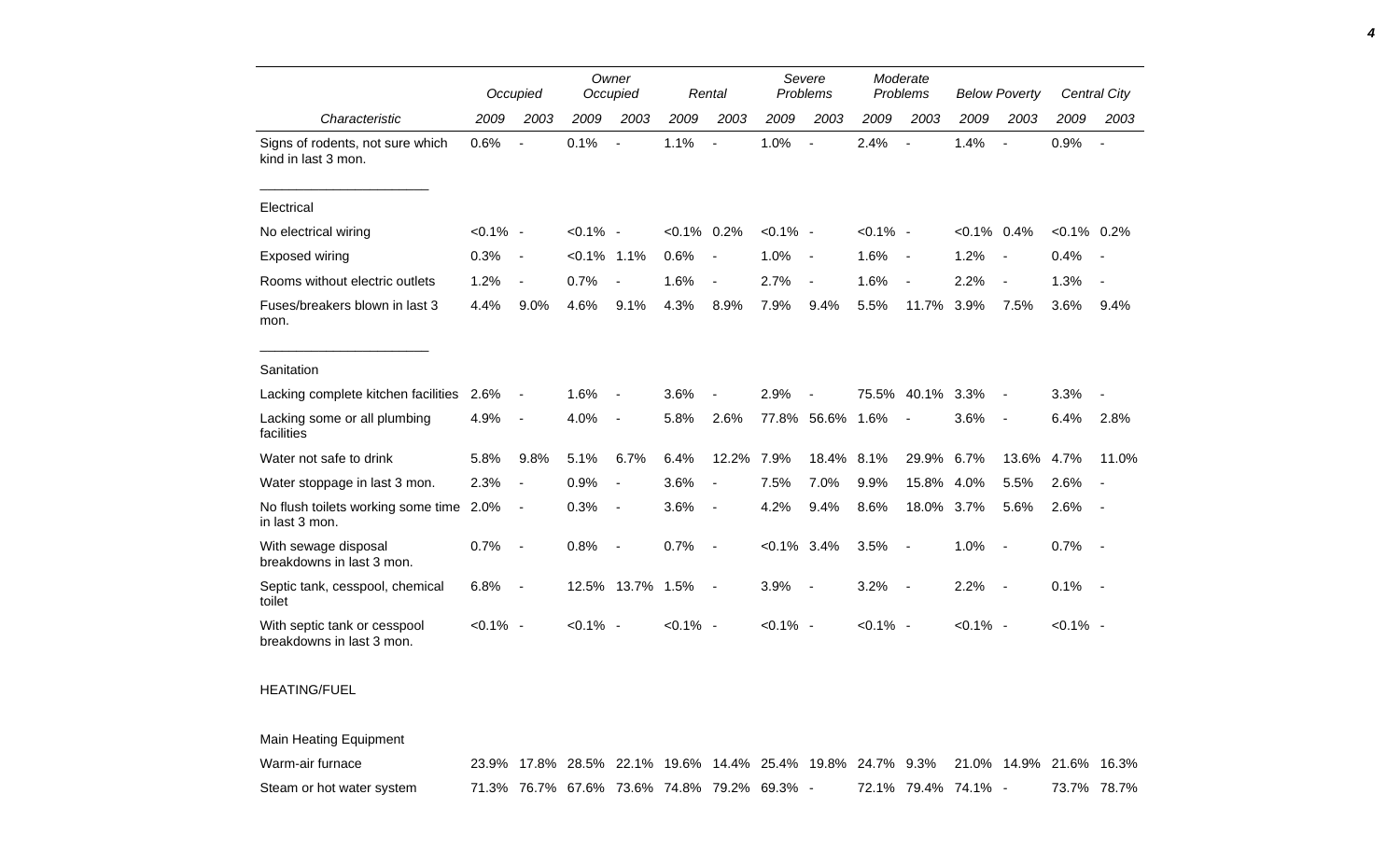| Characteristic | Occupied 2009 | Occupied 2003 | Owner Occupied 2009 | Owner Occupied 2003 | Rental 2009 | Rental 2003 | Severe Problems 2009 | Severe Problems 2003 | Moderate Problems 2009 | Moderate Problems 2003 | Below Poverty 2009 | Below Poverty 2003 | Central City 2009 | Central City 2003 |
|---|---|---|---|---|---|---|---|---|---|---|---|---|---|---|
| Signs of rodents, not sure which kind in last 3 mon. | 0.6% | - | 0.1% | - | 1.1% | - | 1.0% | - | 2.4% | - | 1.4% | - | 0.9% | - |
| Electrical | | | | | | | | | | | | | | |
| No electrical wiring | <0.1% | - | <0.1% | - | <0.1% | 0.2% | <0.1% | - | <0.1% | - | <0.1% | 0.4% | <0.1% | 0.2% |
| Exposed wiring | 0.3% | - | <0.1% | 1.1% | 0.6% | - | 1.0% | - | 1.6% | - | 1.2% | - | 0.4% | - |
| Rooms without electric outlets | 1.2% | - | 0.7% | - | 1.6% | - | 2.7% | - | 1.6% | - | 2.2% | - | 1.3% | - |
| Fuses/breakers blown in last 3 mon. | 4.4% | 9.0% | 4.6% | 9.1% | 4.3% | 8.9% | 7.9% | 9.4% | 5.5% | 11.7% | 3.9% | 7.5% | 3.6% | 9.4% |
| Sanitation | | | | | | | | | | | | | | |
| Lacking complete kitchen facilities | 2.6% | - | 1.6% | - | 3.6% | - | 2.9% | - | 75.5% | 40.1% | 3.3% | - | 3.3% | - |
| Lacking some or all plumbing facilities | 4.9% | - | 4.0% | - | 5.8% | 2.6% | 77.8% | 56.6% | 1.6% | - | 3.6% | - | 6.4% | 2.8% |
| Water not safe to drink | 5.8% | 9.8% | 5.1% | 6.7% | 6.4% | 12.2% | 7.9% | 18.4% | 8.1% | 29.9% | 6.7% | 13.6% | 4.7% | 11.0% |
| Water stoppage in last 3 mon. | 2.3% | - | 0.9% | - | 3.6% | - | 7.5% | 7.0% | 9.9% | 15.8% | 4.0% | 5.5% | 2.6% | - |
| No flush toilets working some time in last 3 mon. | 2.0% | - | 0.3% | - | 3.6% | - | 4.2% | 9.4% | 8.6% | 18.0% | 3.7% | 5.6% | 2.6% | - |
| With sewage disposal breakdowns in last 3 mon. | 0.7% | - | 0.8% | - | 0.7% | - | <0.1% | 3.4% | 3.5% | - | 1.0% | - | 0.7% | - |
| Septic tank, cesspool, chemical toilet | 6.8% | - | 12.5% | 13.7% | 1.5% | - | 3.9% | - | 3.2% | - | 2.2% | - | 0.1% | - |
| With septic tank or cesspool breakdowns in last 3 mon. | <0.1% | - | <0.1% | - | <0.1% | - | <0.1% | - | <0.1% | - | <0.1% | - | <0.1% | - |
| HEATING/FUEL | | | | | | | | | | | | | | |
| Main Heating Equipment | | | | | | | | | | | | | | |
| Warm-air furnace | 23.9% | 17.8% | 28.5% | 22.1% | 19.6% | 14.4% | 25.4% | 19.8% | 24.7% | 9.3% | 21.0% | 14.9% | 21.6% | 16.3% |
| Steam or hot water system | 71.3% | 76.7% | 67.6% | 73.6% | 74.8% | 79.2% | 69.3% | - | 72.1% | 79.4% | 74.1% | - | 73.7% | 78.7% |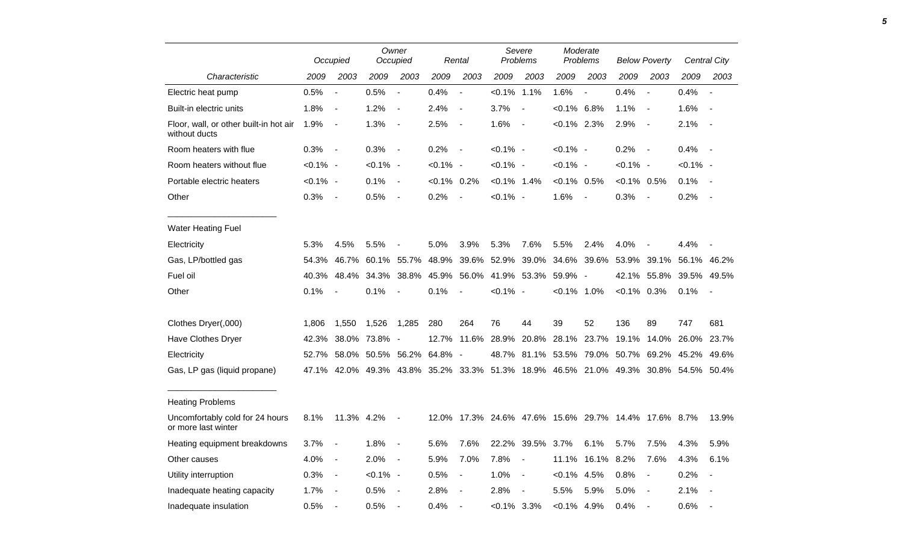| | Occupied | | Owner Occupied | | Rental | | Severe Problems | | Moderate Problems | | Below Poverty | | Central City | |
|---|---|---|---|---|---|---|---|---|---|---|---|---|---|---|
| Characteristic | 2009 | 2003 | 2009 | 2003 | 2009 | 2003 | 2009 | 2003 | 2009 | 2003 | 2009 | 2003 | 2009 | 2003 |
| Electric heat pump | 0.5% | - | 0.5% | - | 0.4% | - | <0.1% | 1.1% | 1.6% | - | 0.4% | - | 0.4% | - |
| Built-in electric units | 1.8% | - | 1.2% | - | 2.4% | - | 3.7% | - | <0.1% | 6.8% | 1.1% | - | 1.6% | - |
| Floor, wall, or other built-in hot air without ducts | 1.9% | - | 1.3% | - | 2.5% | - | 1.6% | - | <0.1% | 2.3% | 2.9% | - | 2.1% | - |
| Room heaters with flue | 0.3% | - | 0.3% | - | 0.2% | - | <0.1% | - | <0.1% | - | 0.2% | - | 0.4% | - |
| Room heaters without flue | <0.1% | - | <0.1% | - | <0.1% | - | <0.1% | - | <0.1% | - | <0.1% | - | <0.1% | - |
| Portable electric heaters | <0.1% | - | 0.1% | - | <0.1% | 0.2% | <0.1% | 1.4% | <0.1% | 0.5% | <0.1% | 0.5% | 0.1% | - |
| Other | 0.3% | - | 0.5% | - | 0.2% | - | <0.1% | - | 1.6% | - | 0.3% | - | 0.2% | - |
| Water Heating Fuel | | | | | | | | | | | | | | |
| Electricity | 5.3% | 4.5% | 5.5% | - | 5.0% | 3.9% | 5.3% | 7.6% | 5.5% | 2.4% | 4.0% | - | 4.4% | - |
| Gas, LP/bottled gas | 54.3% | 46.7% | 60.1% | 55.7% | 48.9% | 39.6% | 52.9% | 39.0% | 34.6% | 39.6% | 53.9% | 39.1% | 56.1% | 46.2% |
| Fuel oil | 40.3% | 48.4% | 34.3% | 38.8% | 45.9% | 56.0% | 41.9% | 53.3% | 59.9% | - | 42.1% | 55.8% | 39.5% | 49.5% |
| Other | 0.1% | - | 0.1% | - | 0.1% | - | <0.1% | - | <0.1% | 1.0% | <0.1% | 0.3% | 0.1% | - |
| Clothes Dryer(,000) | 1,806 | 1,550 | 1,526 | 1,285 | 280 | 264 | 76 | 44 | 39 | 52 | 136 | 89 | 747 | 681 |
| Have Clothes Dryer | 42.3% | 38.0% | 73.8% | - | 12.7% | 11.6% | 28.9% | 20.8% | 28.1% | 23.7% | 19.1% | 14.0% | 26.0% | 23.7% |
| Electricity | 52.7% | 58.0% | 50.5% | 56.2% | 64.8% | - | 48.7% | 81.1% | 53.5% | 79.0% | 50.7% | 69.2% | 45.2% | 49.6% |
| Gas, LP gas (liquid propane) | 47.1% | 42.0% | 49.3% | 43.8% | 35.2% | 33.3% | 51.3% | 18.9% | 46.5% | 21.0% | 49.3% | 30.8% | 54.5% | 50.4% |
| Heating Problems | | | | | | | | | | | | | | |
| Uncomfortably cold for 24 hours or more last winter | 8.1% | 11.3% | 4.2% | - | 12.0% | 17.3% | 24.6% | 47.6% | 15.6% | 29.7% | 14.4% | 17.6% | 8.7% | 13.9% |
| Heating equipment breakdowns | 3.7% | - | 1.8% | - | 5.6% | 7.6% | 22.2% | 39.5% | 3.7% | 6.1% | 5.7% | 7.5% | 4.3% | 5.9% |
| Other causes | 4.0% | - | 2.0% | - | 5.9% | 7.0% | 7.8% | - | 11.1% | 16.1% | 8.2% | 7.6% | 4.3% | 6.1% |
| Utility interruption | 0.3% | - | <0.1% | - | 0.5% | - | 1.0% | - | <0.1% | 4.5% | 0.8% | - | 0.2% | - |
| Inadequate heating capacity | 1.7% | - | 0.5% | - | 2.8% | - | 2.8% | - | 5.5% | 5.9% | 5.0% | - | 2.1% | - |
| Inadequate insulation | 0.5% | - | 0.5% | - | 0.4% | - | <0.1% | 3.3% | <0.1% | 4.9% | 0.4% | - | 0.6% | - |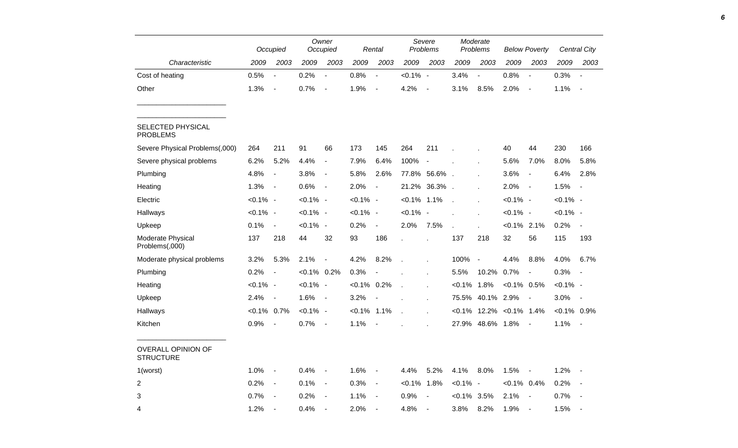| Characteristic | Occupied | | Owner Occupied | | Rental | | Severe Problems | | Moderate Problems | | Below Poverty | | Central City | |
|---|---|---|---|---|---|---|---|---|---|---|---|---|---|---|
| | 2009 | 2003 | 2009 | 2003 | 2009 | 2003 | 2009 | 2003 | 2009 | 2003 | 2009 | 2003 | 2009 | 2003 |
| Cost of heating | 0.5% | - | 0.2% | - | 0.8% | - | <0.1% | - | 3.4% | - | 0.8% | - | 0.3% | - |
| Other | 1.3% | - | 0.7% | - | 1.9% | - | 4.2% | - | 3.1% | 8.5% | 2.0% | - | 1.1% | - |
| SELECTED PHYSICAL PROBLEMS | | | | | | | | | | | | | | |
| Severe Physical Problems(,000) | 264 | 211 | 91 | 66 | 173 | 145 | 264 | 211 | . | . | 40 | 44 | 230 | 166 |
| Severe physical problems | 6.2% | 5.2% | 4.4% | - | 7.9% | 6.4% | 100% | - | . | . | 5.6% | 7.0% | 8.0% | 5.8% |
| Plumbing | 4.8% | - | 3.8% | - | 5.8% | 2.6% | 77.8% | 56.6% | . | . | 3.6% | - | 6.4% | 2.8% |
| Heating | 1.3% | - | 0.6% | - | 2.0% | - | 21.2% | 36.3% | . | . | 2.0% | - | 1.5% | - |
| Electric | <0.1% | - | <0.1% | - | <0.1% | - | <0.1% | 1.1% | . | . | <0.1% | - | <0.1% | - |
| Hallways | <0.1% | - | <0.1% | - | <0.1% | - | <0.1% | - | . | . | <0.1% | - | <0.1% | - |
| Upkeep | 0.1% | - | <0.1% | - | 0.2% | - | 2.0% | 7.5% | . | . | <0.1% | 2.1% | 0.2% | - |
| Moderate Physical Problems(,000) | 137 | 218 | 44 | 32 | 93 | 186 | . | . | 137 | 218 | 32 | 56 | 115 | 193 |
| Moderate physical problems | 3.2% | 5.3% | 2.1% | - | 4.2% | 8.2% | . | . | 100% | - | 4.4% | 8.8% | 4.0% | 6.7% |
| Plumbing | 0.2% | - | <0.1% | 0.2% | 0.3% | - | . | . | 5.5% | 10.2% | 0.7% | - | 0.3% | - |
| Heating | <0.1% | - | <0.1% | - | <0.1% | 0.2% | . | . | <0.1% | 1.8% | <0.1% | 0.5% | <0.1% | - |
| Upkeep | 2.4% | - | 1.6% | - | 3.2% | - | . | . | 75.5% | 40.1% | 2.9% | - | 3.0% | - |
| Hallways | <0.1% | 0.7% | <0.1% | - | <0.1% | 1.1% | . | . | <0.1% | 12.2% | <0.1% | 1.4% | <0.1% | 0.9% |
| Kitchen | 0.9% | - | 0.7% | - | 1.1% | - | . | . | 27.9% | 48.6% | 1.8% | - | 1.1% | - |
| OVERALL OPINION OF STRUCTURE | | | | | | | | | | | | | | |
| 1(worst) | 1.0% | - | 0.4% | - | 1.6% | - | 4.4% | 5.2% | 4.1% | 8.0% | 1.5% | - | 1.2% | - |
| 2 | 0.2% | - | 0.1% | - | 0.3% | - | <0.1% | 1.8% | <0.1% | - | <0.1% | 0.4% | 0.2% | - |
| 3 | 0.7% | - | 0.2% | - | 1.1% | - | 0.9% | - | <0.1% | 3.5% | 2.1% | - | 0.7% | - |
| 4 | 1.2% | - | 0.4% | - | 2.0% | - | 4.8% | - | 3.8% | 8.2% | 1.9% | - | 1.5% | - |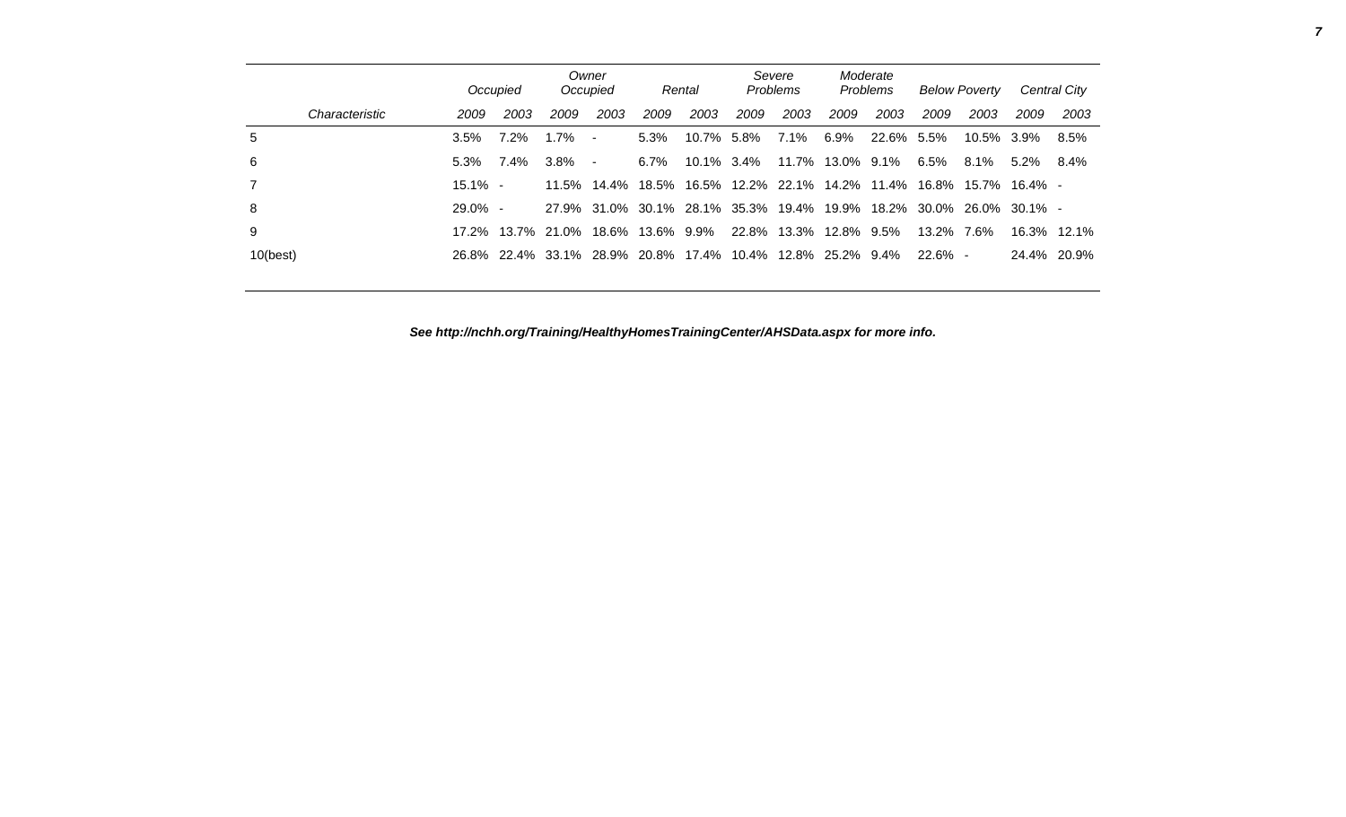| | Occupied | | Owner Occupied | | Rental | | Severe Problems | | Moderate Problems | | Below Poverty | | Central City | |
|---|---|---|---|---|---|---|---|---|---|---|---|---|---|---|
| Characteristic | 2009 | 2003 | 2009 | 2003 | 2009 | 2003 | 2009 | 2003 | 2009 | 2003 | 2009 | 2003 | 2009 | 2003 |
| 5 | 3.5% | 7.2% | 1.7% | - | 5.3% | 10.7% | 5.8% | 7.1% | 6.9% | 22.6% | 5.5% | 10.5% | 3.9% | 8.5% |
| 6 | 5.3% | 7.4% | 3.8% | - | 6.7% | 10.1% | 3.4% | 11.7% | 13.0% | 9.1% | 6.5% | 8.1% | 5.2% | 8.4% |
| 7 | 15.1% | - | 11.5% | 14.4% | 18.5% | 16.5% | 12.2% | 22.1% | 14.2% | 11.4% | 16.8% | 15.7% | 16.4% | - |
| 8 | 29.0% | - | 27.9% | 31.0% | 30.1% | 28.1% | 35.3% | 19.4% | 19.9% | 18.2% | 30.0% | 26.0% | 30.1% | - |
| 9 | 17.2% | 13.7% | 21.0% | 18.6% | 13.6% | 9.9% | 22.8% | 13.3% | 12.8% | 9.5% | 13.2% | 7.6% | 16.3% | 12.1% |
| 10(best) | 26.8% | 22.4% | 33.1% | 28.9% | 20.8% | 17.4% | 10.4% | 12.8% | 25.2% | 9.4% | 22.6% | - | 24.4% | 20.9% |

***See http://nchh.org/Training/HealthyHomesTrainingCenter/AHSData.aspx for more info.***